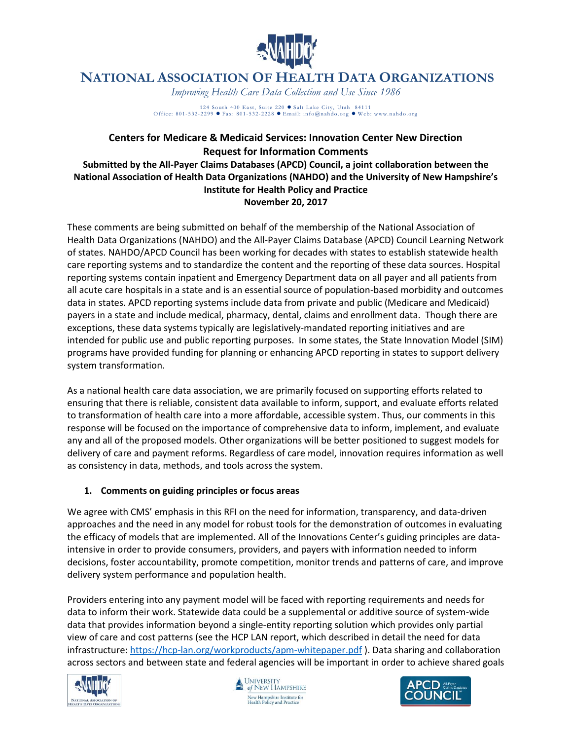# NATIONAL ASSOCIATION OF HEALTH DATA ORGANIZATIONS

*Improving Health Care Data Collection and Use Since 1986*

124 South 400 East, Suite 220 ● Salt Lake City, Utah 84111
Office: 801-532-2299 ● Fax: 801-532-2228 ● Email: info@nahdo.org ● Web: www.nahdo.org

**Centers for Medicare & Medicaid Services: Innovation Center New Direction Request for Information Comments**

**Submitted by the All-Payer Claims Databases (APCD) Council, a joint collaboration between the National Association of Health Data Organizations (NAHDO) and the University of New Hampshire's Institute for Health Policy and Practice**

**November 20, 2017**

These comments are being submitted on behalf of the membership of the National Association of Health Data Organizations (NAHDO) and the All-Payer Claims Database (APCD) Council Learning Network of states. NAHDO/APCD Council has been working for decades with states to establish statewide health care reporting systems and to standardize the content and the reporting of these data sources. Hospital reporting systems contain inpatient and Emergency Department data on all payer and all patients from all acute care hospitals in a state and is an essential source of population-based morbidity and outcomes data in states. APCD reporting systems include data from private and public (Medicare and Medicaid) payers in a state and include medical, pharmacy, dental, claims and enrollment data. Though there are exceptions, these data systems typically are legislatively-mandated reporting initiatives and are intended for public use and public reporting purposes. In some states, the State Innovation Model (SIM) programs have provided funding for planning or enhancing APCD reporting in states to support delivery system transformation.

As a national health care data association, we are primarily focused on supporting efforts related to ensuring that there is reliable, consistent data available to inform, support, and evaluate efforts related to transformation of health care into a more affordable, accessible system. Thus, our comments in this response will be focused on the importance of comprehensive data to inform, implement, and evaluate any and all of the proposed models. Other organizations will be better positioned to suggest models for delivery of care and payment reforms. Regardless of care model, innovation requires information as well as consistency in data, methods, and tools across the system.

## 1. Comments on guiding principles or focus areas

We agree with CMS' emphasis in this RFI on the need for information, transparency, and data-driven approaches and the need in any model for robust tools for the demonstration of outcomes in evaluating the efficacy of models that are implemented. All of the Innovations Center's guiding principles are data-intensive in order to provide consumers, providers, and payers with information needed to inform decisions, foster accountability, promote competition, monitor trends and patterns of care, and improve delivery system performance and population health.

Providers entering into any payment model will be faced with reporting requirements and needs for data to inform their work. Statewide data could be a supplemental or additive source of system-wide data that provides information beyond a single-entity reporting solution which provides only partial view of care and cost patterns (see the HCP LAN report, which described in detail the need for data infrastructure: https://hcp-lan.org/workproducts/apm-whitepaper.pdf ). Data sharing and collaboration across sectors and between state and federal agencies will be important in order to achieve shared goals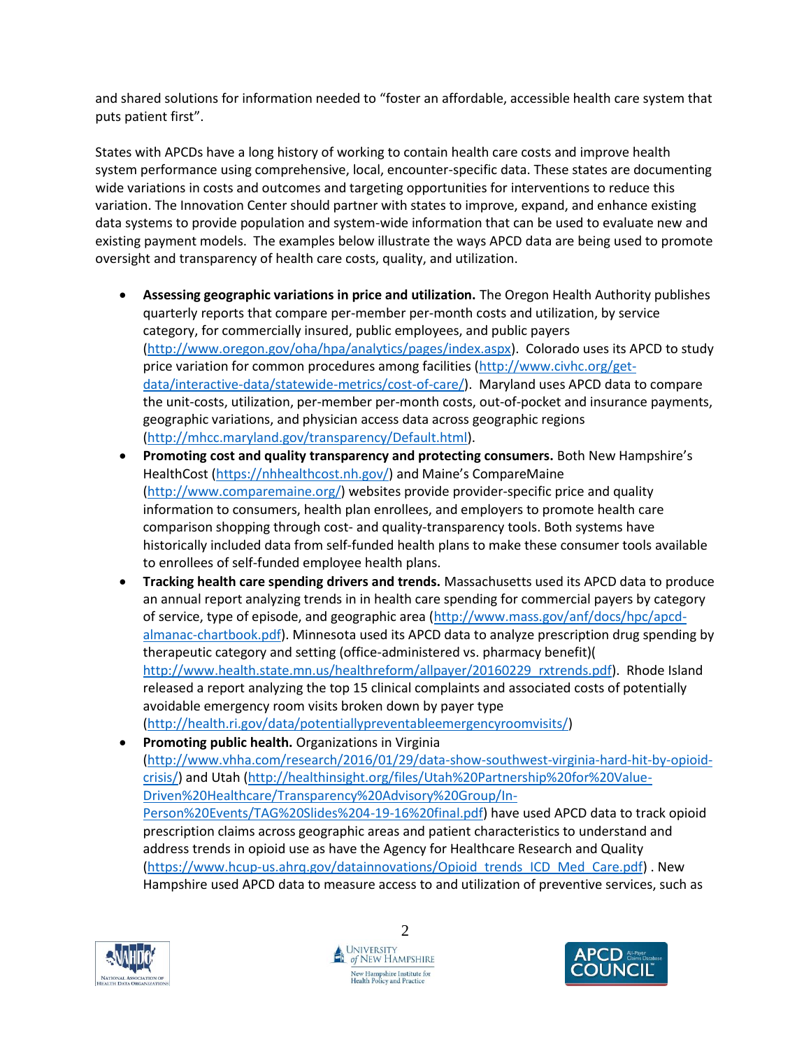and shared solutions for information needed to "foster an affordable, accessible health care system that puts patient first".

States with APCDs have a long history of working to contain health care costs and improve health system performance using comprehensive, local, encounter-specific data. These states are documenting wide variations in costs and outcomes and targeting opportunities for interventions to reduce this variation. The Innovation Center should partner with states to improve, expand, and enhance existing data systems to provide population and system-wide information that can be used to evaluate new and existing payment models. The examples below illustrate the ways APCD data are being used to promote oversight and transparency of health care costs, quality, and utilization.

- **Assessing geographic variations in price and utilization.** The Oregon Health Authority publishes quarterly reports that compare per-member per-month costs and utilization, by service category, for commercially insured, public employees, and public payers (http://www.oregon.gov/oha/hpa/analytics/pages/index.aspx). Colorado uses its APCD to study price variation for common procedures among facilities (http://www.civhc.org/get-data/interactive-data/statewide-metrics/cost-of-care/). Maryland uses APCD data to compare the unit-costs, utilization, per-member per-month costs, out-of-pocket and insurance payments, geographic variations, and physician access data across geographic regions (http://mhcc.maryland.gov/transparency/Default.html).
- **Promoting cost and quality transparency and protecting consumers.** Both New Hampshire's HealthCost (https://nhhealthcost.nh.gov/) and Maine's CompareMaine (http://www.comparemaine.org/) websites provide provider-specific price and quality information to consumers, health plan enrollees, and employers to promote health care comparison shopping through cost- and quality-transparency tools. Both systems have historically included data from self-funded health plans to make these consumer tools available to enrollees of self-funded employee health plans.
- **Tracking health care spending drivers and trends.** Massachusetts used its APCD data to produce an annual report analyzing trends in in health care spending for commercial payers by category of service, type of episode, and geographic area (http://www.mass.gov/anf/docs/hpc/apcd-almanac-chartbook.pdf). Minnesota used its APCD data to analyze prescription drug spending by therapeutic category and setting (office-administered vs. pharmacy benefit)( http://www.health.state.mn.us/healthreform/allpayer/20160229_rxtrends.pdf). Rhode Island released a report analyzing the top 15 clinical complaints and associated costs of potentially avoidable emergency room visits broken down by payer type (http://health.ri.gov/data/potentiallypreventableemergencyroomvisits/)
- **Promoting public health.** Organizations in Virginia (http://www.vhha.com/research/2016/01/29/data-show-southwest-virginia-hard-hit-by-opioid-crisis/) and Utah (http://healthinsight.org/files/Utah%20Partnership%20for%20Value-Driven%20Healthcare/Transparency%20Advisory%20Group/In-Person%20Events/TAG%20Slides%204-19-16%20final.pdf) have used APCD data to track opioid prescription claims across geographic areas and patient characteristics to understand and address trends in opioid use as have the Agency for Healthcare Research and Quality (https://www.hcup-us.ahrq.gov/datainnovations/Opioid_trends_ICD_Med_Care.pdf) . New Hampshire used APCD data to measure access to and utilization of preventive services, such as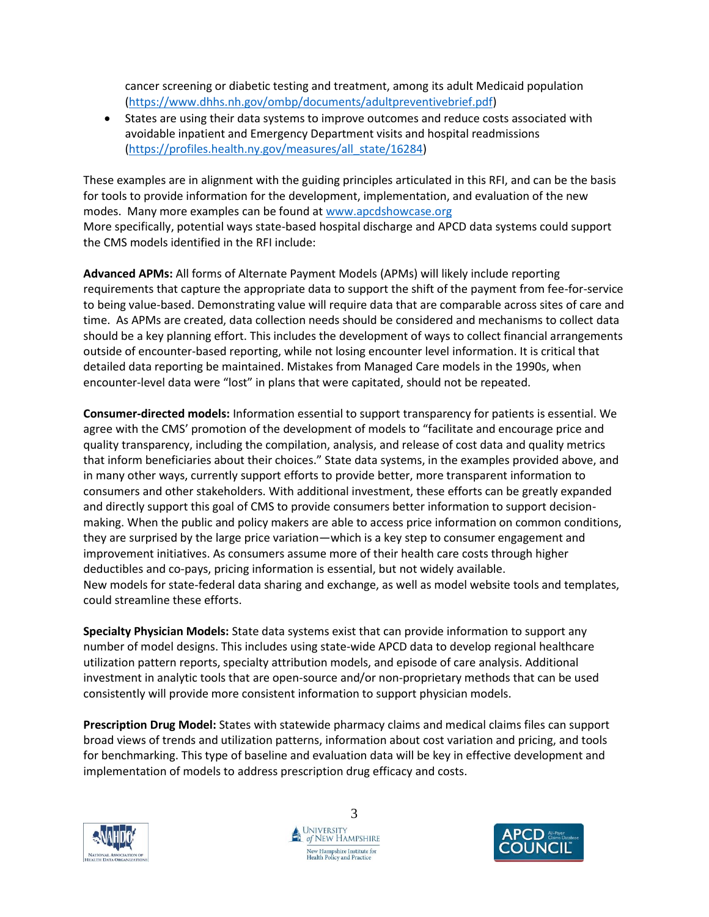cancer screening or diabetic testing and treatment, among its adult Medicaid population (https://www.dhhs.nh.gov/ombp/documents/adultpreventivebrief.pdf)

- States are using their data systems to improve outcomes and reduce costs associated with avoidable inpatient and Emergency Department visits and hospital readmissions (https://profiles.health.ny.gov/measures/all_state/16284)

These examples are in alignment with the guiding principles articulated in this RFI, and can be the basis for tools to provide information for the development, implementation, and evaluation of the new modes. Many more examples can be found at www.apcdshowcase.org

More specifically, potential ways state-based hospital discharge and APCD data systems could support the CMS models identified in the RFI include:

**Advanced APMs:** All forms of Alternate Payment Models (APMs) will likely include reporting requirements that capture the appropriate data to support the shift of the payment from fee-for-service to being value-based. Demonstrating value will require data that are comparable across sites of care and time. As APMs are created, data collection needs should be considered and mechanisms to collect data should be a key planning effort. This includes the development of ways to collect financial arrangements outside of encounter-based reporting, while not losing encounter level information. It is critical that detailed data reporting be maintained. Mistakes from Managed Care models in the 1990s, when encounter-level data were "lost" in plans that were capitated, should not be repeated.

**Consumer-directed models:** Information essential to support transparency for patients is essential. We agree with the CMS' promotion of the development of models to "facilitate and encourage price and quality transparency, including the compilation, analysis, and release of cost data and quality metrics that inform beneficiaries about their choices." State data systems, in the examples provided above, and in many other ways, currently support efforts to provide better, more transparent information to consumers and other stakeholders. With additional investment, these efforts can be greatly expanded and directly support this goal of CMS to provide consumers better information to support decision-making. When the public and policy makers are able to access price information on common conditions, they are surprised by the large price variation—which is a key step to consumer engagement and improvement initiatives. As consumers assume more of their health care costs through higher deductibles and co-pays, pricing information is essential, but not widely available.

New models for state-federal data sharing and exchange, as well as model website tools and templates, could streamline these efforts.

**Specialty Physician Models:** State data systems exist that can provide information to support any number of model designs. This includes using state-wide APCD data to develop regional healthcare utilization pattern reports, specialty attribution models, and episode of care analysis. Additional investment in analytic tools that are open-source and/or non-proprietary methods that can be used consistently will provide more consistent information to support physician models.

**Prescription Drug Model:** States with statewide pharmacy claims and medical claims files can support broad views of trends and utilization patterns, information about cost variation and pricing, and tools for benchmarking. This type of baseline and evaluation data will be key in effective development and implementation of models to address prescription drug efficacy and costs.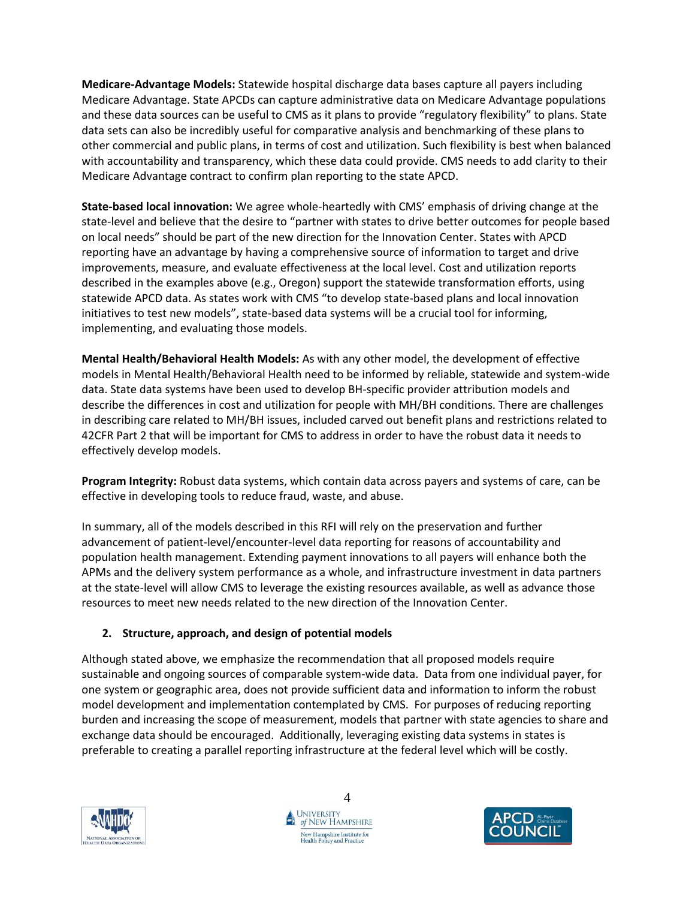**Medicare-Advantage Models:** Statewide hospital discharge data bases capture all payers including Medicare Advantage. State APCDs can capture administrative data on Medicare Advantage populations and these data sources can be useful to CMS as it plans to provide "regulatory flexibility" to plans. State data sets can also be incredibly useful for comparative analysis and benchmarking of these plans to other commercial and public plans, in terms of cost and utilization. Such flexibility is best when balanced with accountability and transparency, which these data could provide. CMS needs to add clarity to their Medicare Advantage contract to confirm plan reporting to the state APCD.

**State-based local innovation:** We agree whole-heartedly with CMS' emphasis of driving change at the state-level and believe that the desire to "partner with states to drive better outcomes for people based on local needs" should be part of the new direction for the Innovation Center. States with APCD reporting have an advantage by having a comprehensive source of information to target and drive improvements, measure, and evaluate effectiveness at the local level. Cost and utilization reports described in the examples above (e.g., Oregon) support the statewide transformation efforts, using statewide APCD data. As states work with CMS "to develop state-based plans and local innovation initiatives to test new models", state-based data systems will be a crucial tool for informing, implementing, and evaluating those models.

**Mental Health/Behavioral Health Models:** As with any other model, the development of effective models in Mental Health/Behavioral Health need to be informed by reliable, statewide and system-wide data. State data systems have been used to develop BH-specific provider attribution models and describe the differences in cost and utilization for people with MH/BH conditions. There are challenges in describing care related to MH/BH issues, included carved out benefit plans and restrictions related to 42CFR Part 2 that will be important for CMS to address in order to have the robust data it needs to effectively develop models.

**Program Integrity:** Robust data systems, which contain data across payers and systems of care, can be effective in developing tools to reduce fraud, waste, and abuse.

In summary, all of the models described in this RFI will rely on the preservation and further advancement of patient-level/encounter-level data reporting for reasons of accountability and population health management. Extending payment innovations to all payers will enhance both the APMs and the delivery system performance as a whole, and infrastructure investment in data partners at the state-level will allow CMS to leverage the existing resources available, as well as advance those resources to meet new needs related to the new direction of the Innovation Center.

2. **Structure, approach, and design of potential models**

Although stated above, we emphasize the recommendation that all proposed models require sustainable and ongoing sources of comparable system-wide data. Data from one individual payer, for one system or geographic area, does not provide sufficient data and information to inform the robust model development and implementation contemplated by CMS. For purposes of reducing reporting burden and increasing the scope of measurement, models that partner with state agencies to share and exchange data should be encouraged. Additionally, leveraging existing data systems in states is preferable to creating a parallel reporting infrastructure at the federal level which will be costly.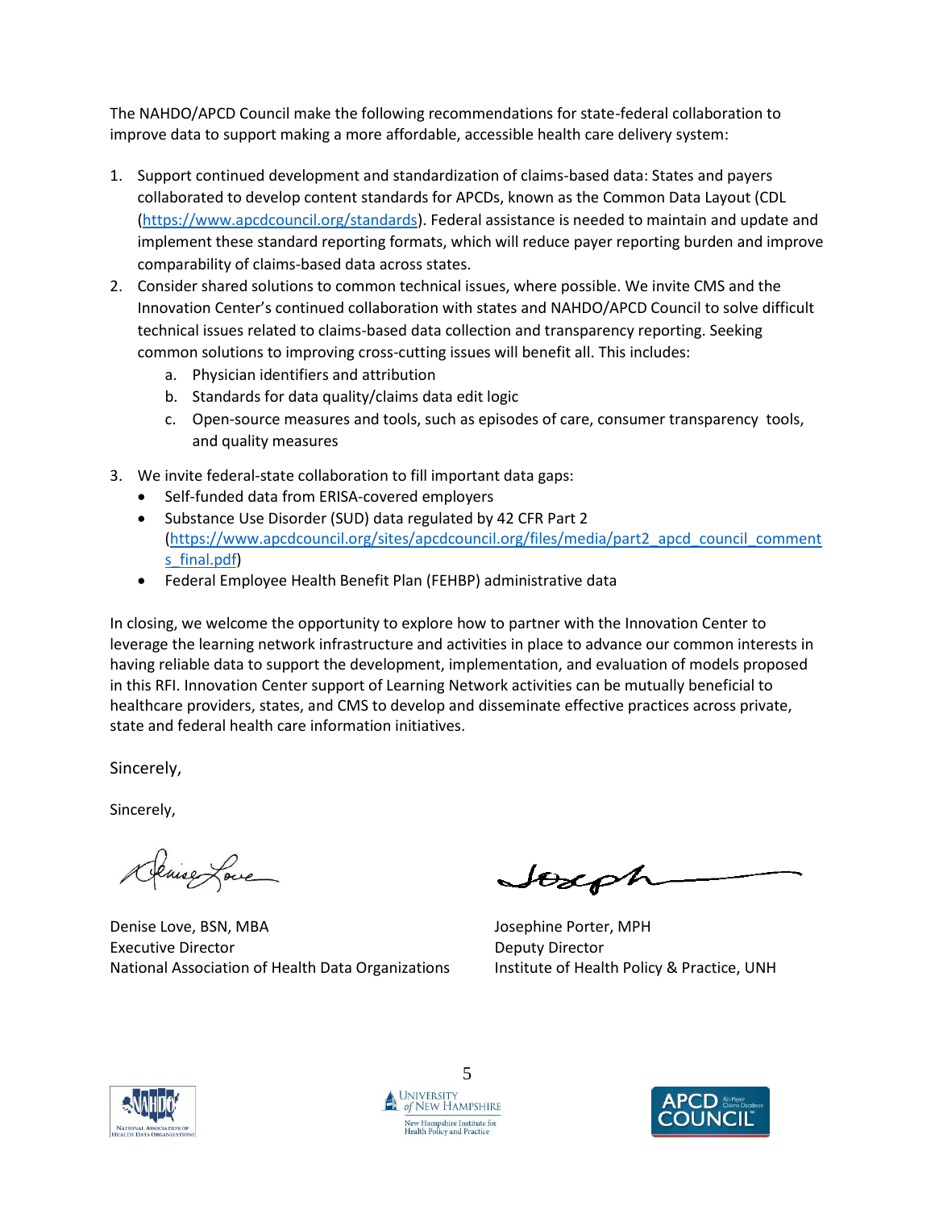The NAHDO/APCD Council make the following recommendations for state-federal collaboration to improve data to support making a more affordable, accessible health care delivery system:

1. Support continued development and standardization of claims-based data: States and payers collaborated to develop content standards for APCDs, known as the Common Data Layout (CDL (https://www.apcdcouncil.org/standards). Federal assistance is needed to maintain and update and implement these standard reporting formats, which will reduce payer reporting burden and improve comparability of claims-based data across states.
2. Consider shared solutions to common technical issues, where possible. We invite CMS and the Innovation Center's continued collaboration with states and NAHDO/APCD Council to solve difficult technical issues related to claims-based data collection and transparency reporting. Seeking common solutions to improving cross-cutting issues will benefit all. This includes:
    a. Physician identifiers and attribution
    b. Standards for data quality/claims data edit logic
    c. Open-source measures and tools, such as episodes of care, consumer transparency tools, and quality measures
3. We invite federal-state collaboration to fill important data gaps:
    - Self-funded data from ERISA-covered employers
    - Substance Use Disorder (SUD) data regulated by 42 CFR Part 2 (https://www.apcdcouncil.org/sites/apcdcouncil.org/files/media/part2_apcd_council_comments_final.pdf)
    - Federal Employee Health Benefit Plan (FEHBP) administrative data

In closing, we welcome the opportunity to explore how to partner with the Innovation Center to leverage the learning network infrastructure and activities in place to advance our common interests in having reliable data to support the development, implementation, and evaluation of models proposed in this RFI. Innovation Center support of Learning Network activities can be mutually beneficial to healthcare providers, states, and CMS to develop and disseminate effective practices across private, state and federal health care information initiatives.

Sincerely,

Sincerely,

Denise Love, BSN, MBA
Executive Director
National Association of Health Data Organizations

Josephine Porter, MPH
Deputy Director
Institute of Health Policy & Practice, UNH